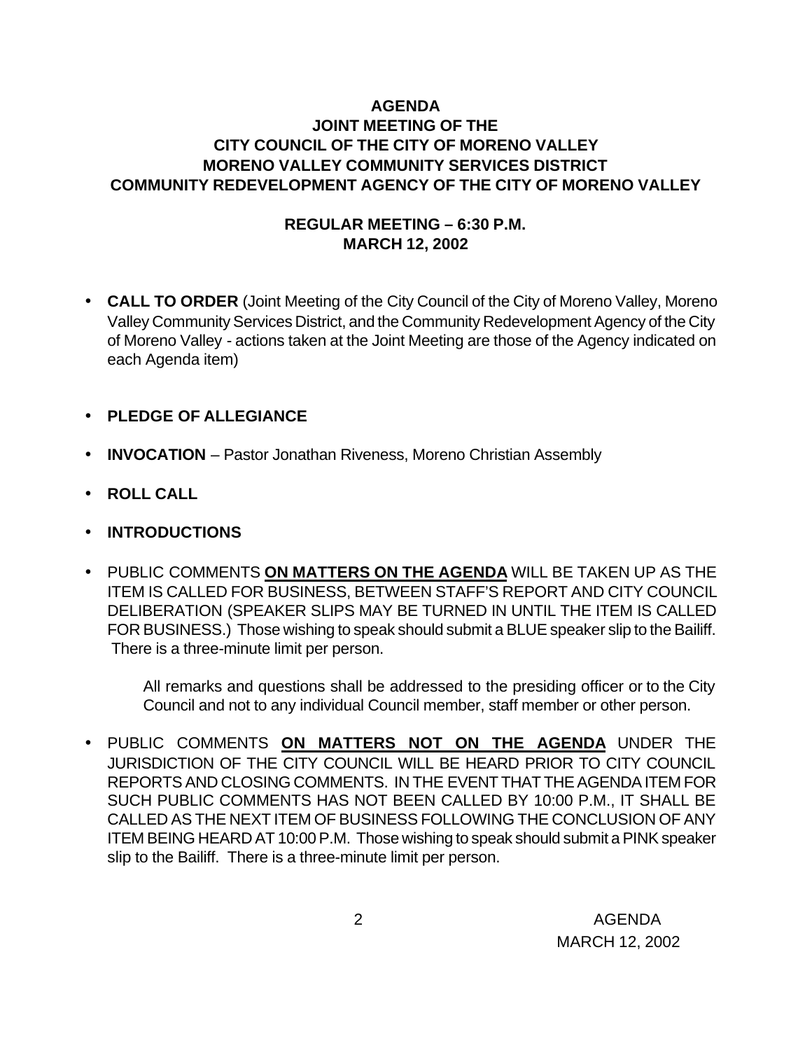# AGENDA
## JOINT MEETING OF THE
## CITY COUNCIL OF THE CITY OF MORENO VALLEY
## MORENO VALLEY COMMUNITY SERVICES DISTRICT
## COMMUNITY REDEVELOPMENT AGENCY OF THE CITY OF MORENO VALLEY

### REGULAR MEETING – 6:30 P.M.
### MARCH 12, 2002

- **CALL TO ORDER** (Joint Meeting of the City Council of the City of Moreno Valley, Moreno Valley Community Services District, and the Community Redevelopment Agency of the City of Moreno Valley - actions taken at the Joint Meeting are those of the Agency indicated on each Agenda item)

- **PLEDGE OF ALLEGIANCE**

- **INVOCATION** – Pastor Jonathan Riveness, Moreno Christian Assembly

- **ROLL CALL**

- **INTRODUCTIONS**

- PUBLIC COMMENTS **ON MATTERS ON THE AGENDA** WILL BE TAKEN UP AS THE ITEM IS CALLED FOR BUSINESS, BETWEEN STAFF'S REPORT AND CITY COUNCIL DELIBERATION (SPEAKER SLIPS MAY BE TURNED IN UNTIL THE ITEM IS CALLED FOR BUSINESS.) Those wishing to speak should submit a BLUE speaker slip to the Bailiff. There is a three-minute limit per person.

  All remarks and questions shall be addressed to the presiding officer or to the City Council and not to any individual Council member, staff member or other person.

- PUBLIC COMMENTS **ON MATTERS NOT ON THE AGENDA** UNDER THE JURISDICTION OF THE CITY COUNCIL WILL BE HEARD PRIOR TO CITY COUNCIL REPORTS AND CLOSING COMMENTS. IN THE EVENT THAT THE AGENDA ITEM FOR SUCH PUBLIC COMMENTS HAS NOT BEEN CALLED BY 10:00 P.M., IT SHALL BE CALLED AS THE NEXT ITEM OF BUSINESS FOLLOWING THE CONCLUSION OF ANY ITEM BEING HEARD AT 10:00 P.M. Those wishing to speak should submit a PINK speaker slip to the Bailiff. There is a three-minute limit per person.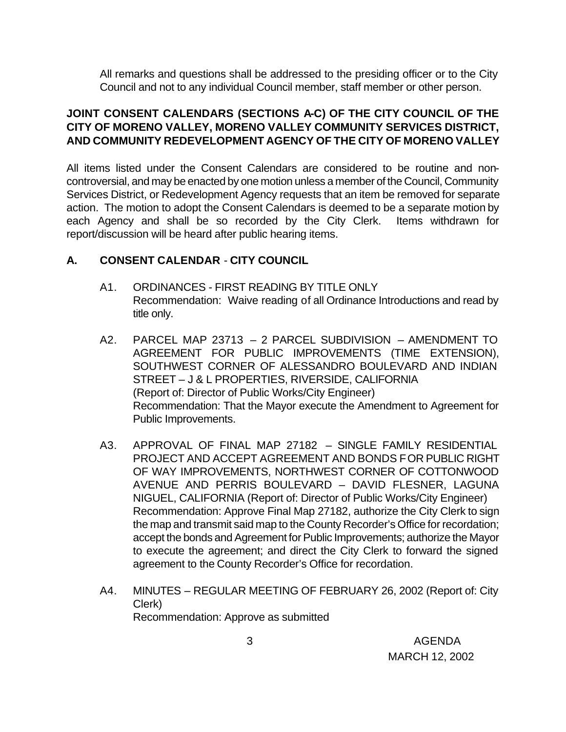All remarks and questions shall be addressed to the presiding officer or to the City Council and not to any individual Council member, staff member or other person.

**JOINT CONSENT CALENDARS (SECTIONS A-C) OF THE CITY COUNCIL OF THE CITY OF MORENO VALLEY, MORENO VALLEY COMMUNITY SERVICES DISTRICT, AND COMMUNITY REDEVELOPMENT AGENCY OF THE CITY OF MORENO VALLEY**

All items listed under the Consent Calendars are considered to be routine and non-controversial, and may be enacted by one motion unless a member of the Council, Community Services District, or Redevelopment Agency requests that an item be removed for separate action. The motion to adopt the Consent Calendars is deemed to be a separate motion by each Agency and shall be so recorded by the City Clerk. Items withdrawn for report/discussion will be heard after public hearing items.

## A. CONSENT CALENDAR - CITY COUNCIL

A1. ORDINANCES - FIRST READING BY TITLE ONLY
Recommendation: Waive reading of all Ordinance Introductions and read by title only.

A2. PARCEL MAP 23713 – 2 PARCEL SUBDIVISION – AMENDMENT TO AGREEMENT FOR PUBLIC IMPROVEMENTS (TIME EXTENSION), SOUTHWEST CORNER OF ALESSANDRO BOULEVARD AND INDIAN STREET – J & L PROPERTIES, RIVERSIDE, CALIFORNIA
(Report of: Director of Public Works/City Engineer)
Recommendation: That the Mayor execute the Amendment to Agreement for Public Improvements.

A3. APPROVAL OF FINAL MAP 27182 – SINGLE FAMILY RESIDENTIAL PROJECT AND ACCEPT AGREEMENT AND BONDS FOR PUBLIC RIGHT OF WAY IMPROVEMENTS, NORTHWEST CORNER OF COTTONWOOD AVENUE AND PERRIS BOULEVARD – DAVID FLESNER, LAGUNA NIGUEL, CALIFORNIA (Report of: Director of Public Works/City Engineer)
Recommendation: Approve Final Map 27182, authorize the City Clerk to sign the map and transmit said map to the County Recorder's Office for recordation; accept the bonds and Agreement for Public Improvements; authorize the Mayor to execute the agreement; and direct the City Clerk to forward the signed agreement to the County Recorder's Office for recordation.

A4. MINUTES – REGULAR MEETING OF FEBRUARY 26, 2002 (Report of: City Clerk)
Recommendation: Approve as submitted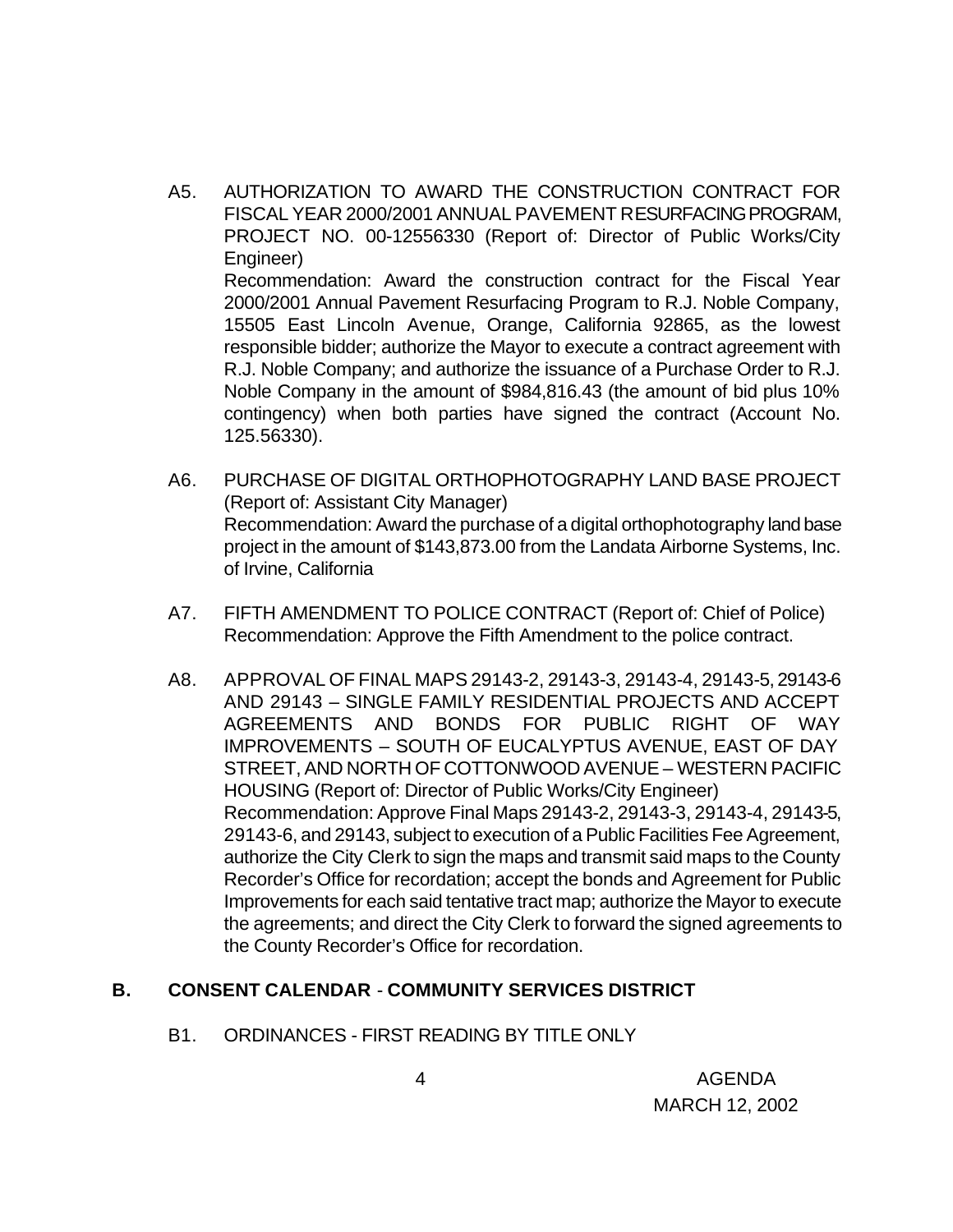A5. AUTHORIZATION TO AWARD THE CONSTRUCTION CONTRACT FOR FISCAL YEAR 2000/2001 ANNUAL PAVEMENT RESURFACING PROGRAM, PROJECT NO. 00-12556330 (Report of: Director of Public Works/City Engineer)
Recommendation: Award the construction contract for the Fiscal Year 2000/2001 Annual Pavement Resurfacing Program to R.J. Noble Company, 15505 East Lincoln Avenue, Orange, California 92865, as the lowest responsible bidder; authorize the Mayor to execute a contract agreement with R.J. Noble Company; and authorize the issuance of a Purchase Order to R.J. Noble Company in the amount of $984,816.43 (the amount of bid plus 10% contingency) when both parties have signed the contract (Account No. 125.56330).

A6. PURCHASE OF DIGITAL ORTHOPHOTOGRAPHY LAND BASE PROJECT (Report of: Assistant City Manager)
Recommendation: Award the purchase of a digital orthophotography land base project in the amount of $143,873.00 from the Landata Airborne Systems, Inc. of Irvine, California

A7. FIFTH AMENDMENT TO POLICE CONTRACT (Report of: Chief of Police)
Recommendation: Approve the Fifth Amendment to the police contract.

A8. APPROVAL OF FINAL MAPS 29143-2, 29143-3, 29143-4, 29143-5, 29143-6 AND 29143 – SINGLE FAMILY RESIDENTIAL PROJECTS AND ACCEPT AGREEMENTS AND BONDS FOR PUBLIC RIGHT OF WAY IMPROVEMENTS – SOUTH OF EUCALYPTUS AVENUE, EAST OF DAY STREET, AND NORTH OF COTTONWOOD AVENUE – WESTERN PACIFIC HOUSING (Report of: Director of Public Works/City Engineer)
Recommendation: Approve Final Maps 29143-2, 29143-3, 29143-4, 29143-5, 29143-6, and 29143, subject to execution of a Public Facilities Fee Agreement, authorize the City Clerk to sign the maps and transmit said maps to the County Recorder's Office for recordation; accept the bonds and Agreement for Public Improvements for each said tentative tract map; authorize the Mayor to execute the agreements; and direct the City Clerk to forward the signed agreements to the County Recorder's Office for recordation.

## B. CONSENT CALENDAR - COMMUNITY SERVICES DISTRICT

B1. ORDINANCES - FIRST READING BY TITLE ONLY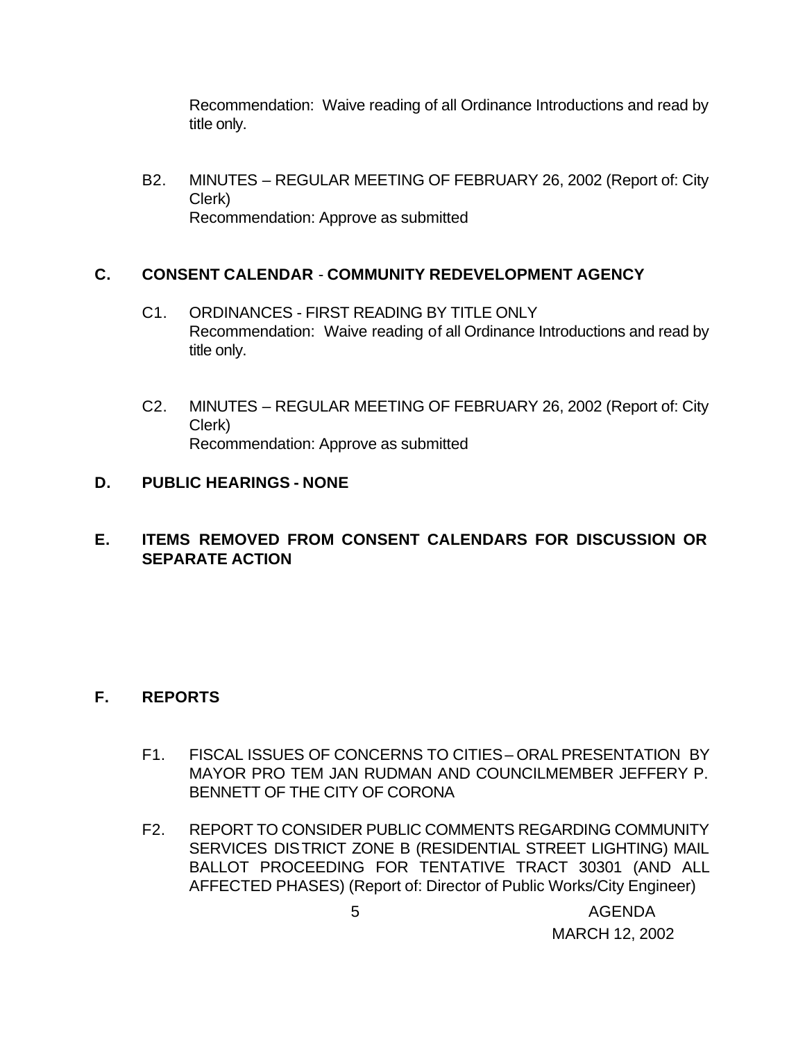Recommendation: Waive reading of all Ordinance Introductions and read by title only.

B2. MINUTES – REGULAR MEETING OF FEBRUARY 26, 2002 (Report of: City Clerk)
Recommendation: Approve as submitted

**C. CONSENT CALENDAR - COMMUNITY REDEVELOPMENT AGENCY**

C1. ORDINANCES - FIRST READING BY TITLE ONLY
Recommendation: Waive reading of all Ordinance Introductions and read by title only.

C2. MINUTES – REGULAR MEETING OF FEBRUARY 26, 2002 (Report of: City Clerk)
Recommendation: Approve as submitted

**D. PUBLIC HEARINGS - NONE**

**E. ITEMS REMOVED FROM CONSENT CALENDARS FOR DISCUSSION OR SEPARATE ACTION**

**F. REPORTS**

F1. FISCAL ISSUES OF CONCERNS TO CITIES – ORAL PRESENTATION BY MAYOR PRO TEM JAN RUDMAN AND COUNCILMEMBER JEFFERY P. BENNETT OF THE CITY OF CORONA

F2. REPORT TO CONSIDER PUBLIC COMMENTS REGARDING COMMUNITY SERVICES DISTRICT ZONE B (RESIDENTIAL STREET LIGHTING) MAIL BALLOT PROCEEDING FOR TENTATIVE TRACT 30301 (AND ALL AFFECTED PHASES) (Report of: Director of Public Works/City Engineer)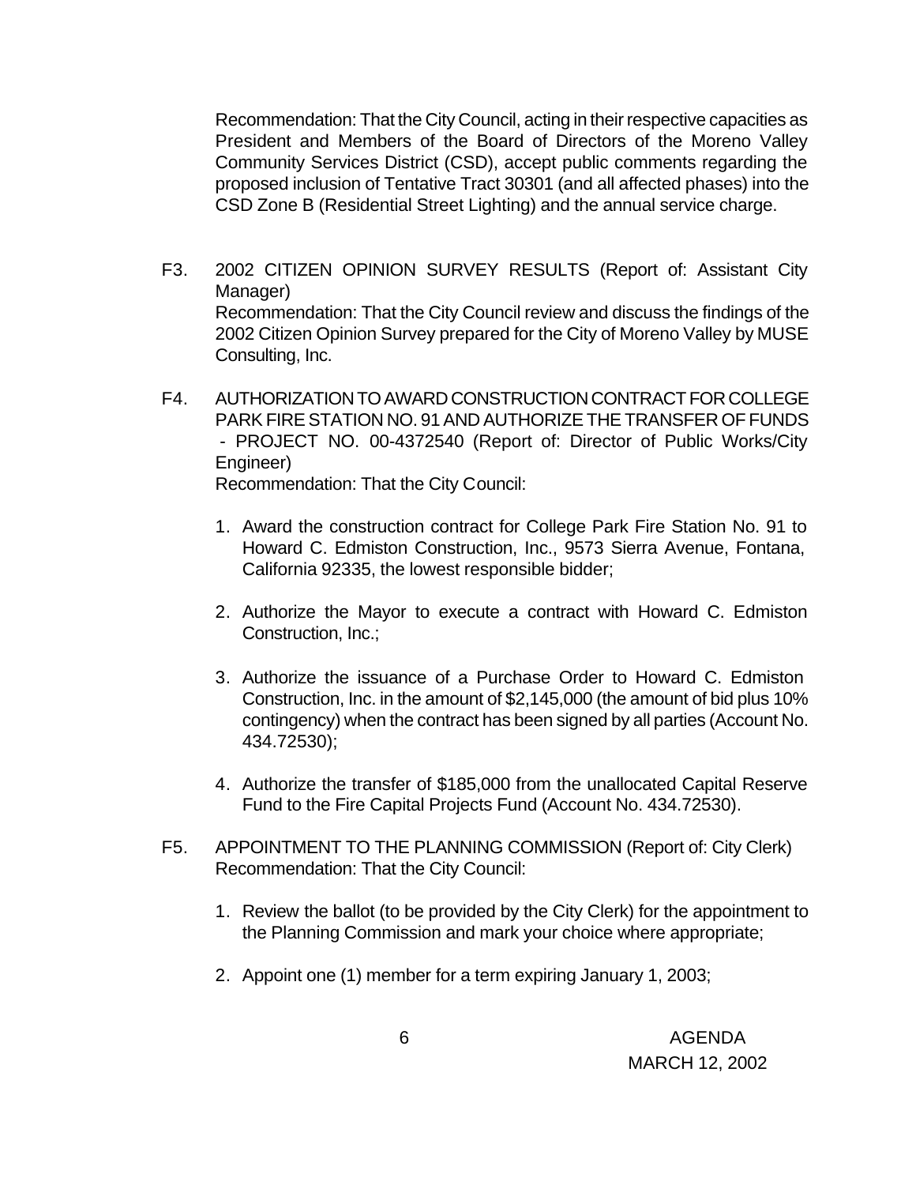Recommendation: That the City Council, acting in their respective capacities as President and Members of the Board of Directors of the Moreno Valley Community Services District (CSD), accept public comments regarding the proposed inclusion of Tentative Tract 30301 (and all affected phases) into the CSD Zone B (Residential Street Lighting) and the annual service charge.

F3. 2002 CITIZEN OPINION SURVEY RESULTS (Report of: Assistant City Manager)
Recommendation: That the City Council review and discuss the findings of the 2002 Citizen Opinion Survey prepared for the City of Moreno Valley by MUSE Consulting, Inc.

F4. AUTHORIZATION TO AWARD CONSTRUCTION CONTRACT FOR COLLEGE PARK FIRE STATION NO. 91 AND AUTHORIZE THE TRANSFER OF FUNDS - PROJECT NO. 00-4372540 (Report of: Director of Public Works/City Engineer)
Recommendation: That the City Council:

1. Award the construction contract for College Park Fire Station No. 91 to Howard C. Edmiston Construction, Inc., 9573 Sierra Avenue, Fontana, California 92335, the lowest responsible bidder;

2. Authorize the Mayor to execute a contract with Howard C. Edmiston Construction, Inc.;

3. Authorize the issuance of a Purchase Order to Howard C. Edmiston Construction, Inc. in the amount of $2,145,000 (the amount of bid plus 10% contingency) when the contract has been signed by all parties (Account No. 434.72530);

4. Authorize the transfer of $185,000 from the unallocated Capital Reserve Fund to the Fire Capital Projects Fund (Account No. 434.72530).

F5. APPOINTMENT TO THE PLANNING COMMISSION (Report of: City Clerk)
Recommendation: That the City Council:

1. Review the ballot (to be provided by the City Clerk) for the appointment to the Planning Commission and mark your choice where appropriate;

2. Appoint one (1) member for a term expiring January 1, 2003;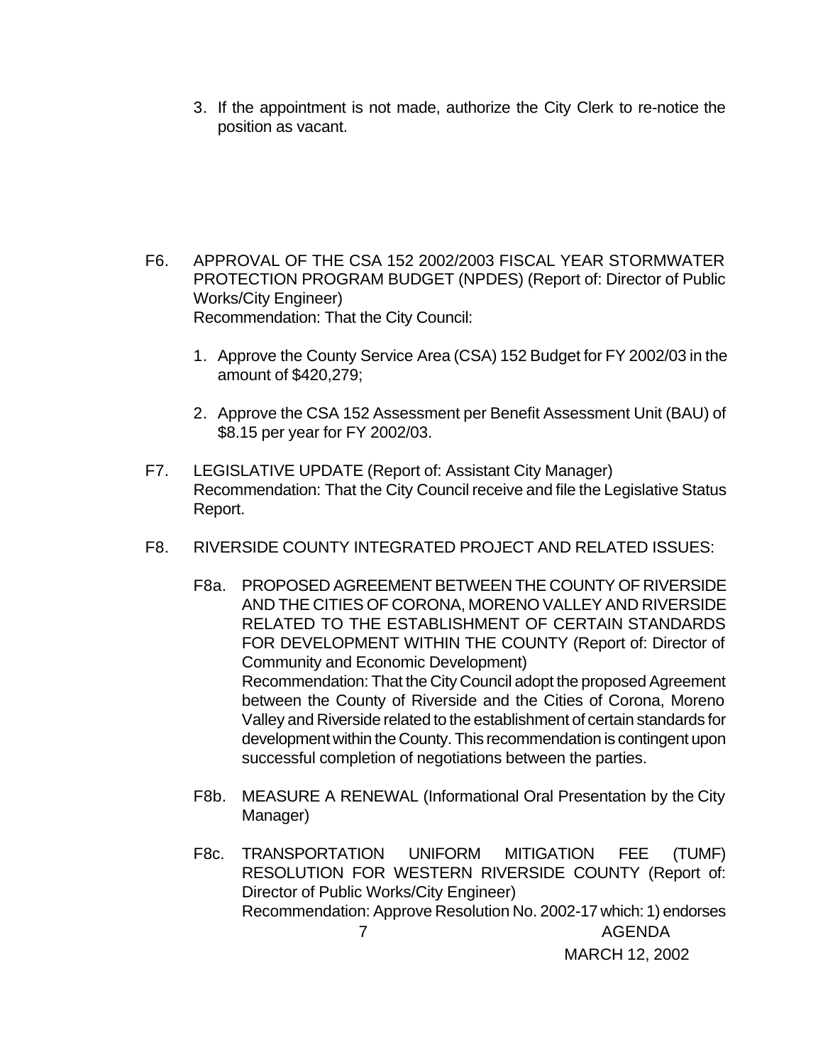3. If the appointment is not made, authorize the City Clerk to re-notice the position as vacant.

F6. APPROVAL OF THE CSA 152 2002/2003 FISCAL YEAR STORMWATER PROTECTION PROGRAM BUDGET (NPDES) (Report of: Director of Public Works/City Engineer)
Recommendation: That the City Council:

1. Approve the County Service Area (CSA) 152 Budget for FY 2002/03 in the amount of $420,279;

2. Approve the CSA 152 Assessment per Benefit Assessment Unit (BAU) of $8.15 per year for FY 2002/03.

F7. LEGISLATIVE UPDATE (Report of: Assistant City Manager)
Recommendation: That the City Council receive and file the Legislative Status Report.

F8. RIVERSIDE COUNTY INTEGRATED PROJECT AND RELATED ISSUES:

F8a. PROPOSED AGREEMENT BETWEEN THE COUNTY OF RIVERSIDE AND THE CITIES OF CORONA, MORENO VALLEY AND RIVERSIDE RELATED TO THE ESTABLISHMENT OF CERTAIN STANDARDS FOR DEVELOPMENT WITHIN THE COUNTY (Report of: Director of Community and Economic Development)
Recommendation: That the City Council adopt the proposed Agreement between the County of Riverside and the Cities of Corona, Moreno Valley and Riverside related to the establishment of certain standards for development within the County. This recommendation is contingent upon successful completion of negotiations between the parties.

F8b. MEASURE A RENEWAL (Informational Oral Presentation by the City Manager)

F8c. TRANSPORTATION UNIFORM MITIGATION FEE (TUMF) RESOLUTION FOR WESTERN RIVERSIDE COUNTY (Report of: Director of Public Works/City Engineer)
Recommendation: Approve Resolution No. 2002-17 which: 1) endorses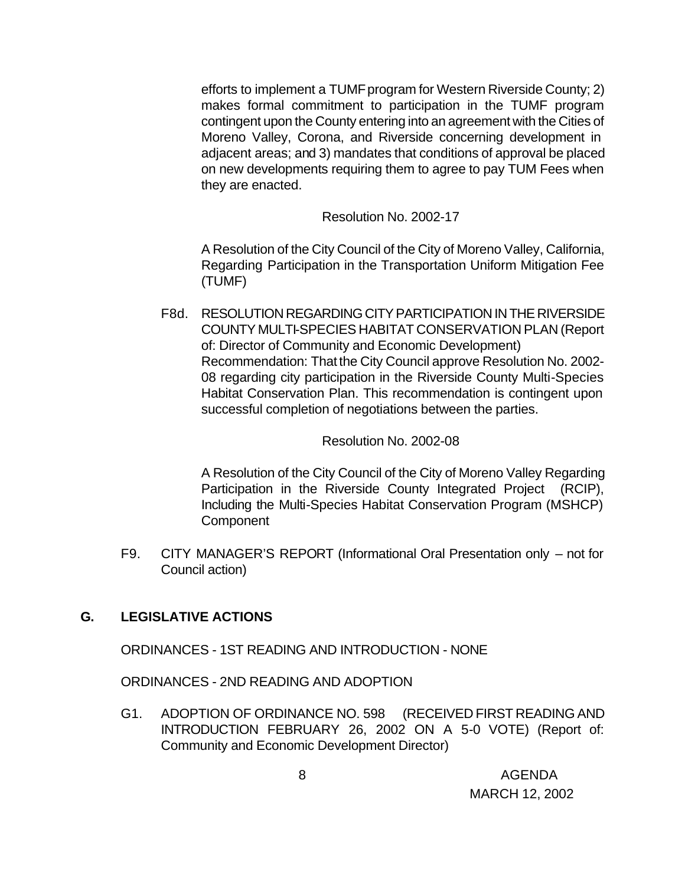efforts to implement a TUMF program for Western Riverside County; 2) makes formal commitment to participation in the TUMF program contingent upon the County entering into an agreement with the Cities of Moreno Valley, Corona, and Riverside concerning development in adjacent areas; and 3) mandates that conditions of approval be placed on new developments requiring them to agree to pay TUM Fees when they are enacted.

Resolution No. 2002-17

A Resolution of the City Council of the City of Moreno Valley, California, Regarding Participation in the Transportation Uniform Mitigation Fee (TUMF)

F8d. RESOLUTION REGARDING CITY PARTICIPATION IN THE RIVERSIDE COUNTY MULTI-SPECIES HABITAT CONSERVATION PLAN (Report of: Director of Community and Economic Development)
Recommendation: That the City Council approve Resolution No. 2002-08 regarding city participation in the Riverside County Multi-Species Habitat Conservation Plan. This recommendation is contingent upon successful completion of negotiations between the parties.

Resolution No. 2002-08

A Resolution of the City Council of the City of Moreno Valley Regarding Participation in the Riverside County Integrated Project (RCIP), Including the Multi-Species Habitat Conservation Program (MSHCP) Component

F9. CITY MANAGER'S REPORT (Informational Oral Presentation only – not for Council action)

## G. LEGISLATIVE ACTIONS

ORDINANCES - 1ST READING AND INTRODUCTION - NONE

ORDINANCES - 2ND READING AND ADOPTION

G1. ADOPTION OF ORDINANCE NO. 598 (RECEIVED FIRST READING AND INTRODUCTION FEBRUARY 26, 2002 ON A 5-0 VOTE) (Report of: Community and Economic Development Director)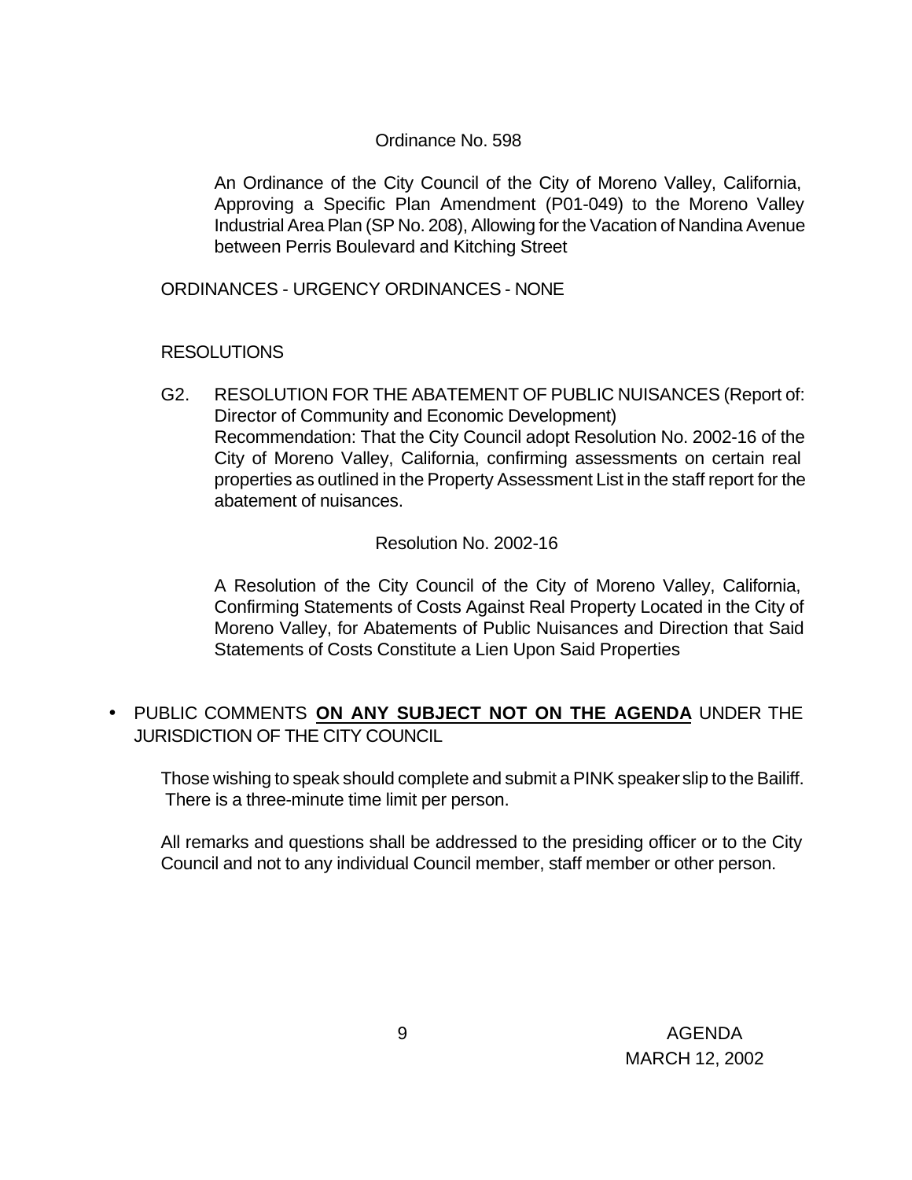Ordinance No. 598

An Ordinance of the City Council of the City of Moreno Valley, California, Approving a Specific Plan Amendment (P01-049) to the Moreno Valley Industrial Area Plan (SP No. 208), Allowing for the Vacation of Nandina Avenue between Perris Boulevard and Kitching Street

ORDINANCES - URGENCY ORDINANCES - NONE

RESOLUTIONS

G2. RESOLUTION FOR THE ABATEMENT OF PUBLIC NUISANCES (Report of: Director of Community and Economic Development)
Recommendation: That the City Council adopt Resolution No. 2002-16 of the City of Moreno Valley, California, confirming assessments on certain real properties as outlined in the Property Assessment List in the staff report for the abatement of nuisances.

Resolution No. 2002-16

A Resolution of the City Council of the City of Moreno Valley, California, Confirming Statements of Costs Against Real Property Located in the City of Moreno Valley, for Abatements of Public Nuisances and Direction that Said Statements of Costs Constitute a Lien Upon Said Properties

- PUBLIC COMMENTS **ON ANY SUBJECT NOT ON THE AGENDA** UNDER THE JURISDICTION OF THE CITY COUNCIL

Those wishing to speak should complete and submit a PINK speaker slip to the Bailiff. There is a three-minute time limit per person.

All remarks and questions shall be addressed to the presiding officer or to the City Council and not to any individual Council member, staff member or other person.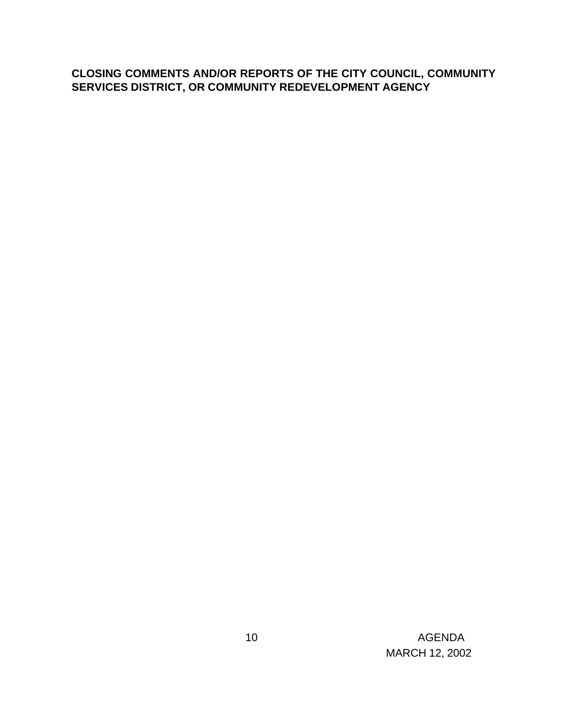**CLOSING COMMENTS AND/OR REPORTS OF THE CITY COUNCIL, COMMUNITY SERVICES DISTRICT, OR COMMUNITY REDEVELOPMENT AGENCY**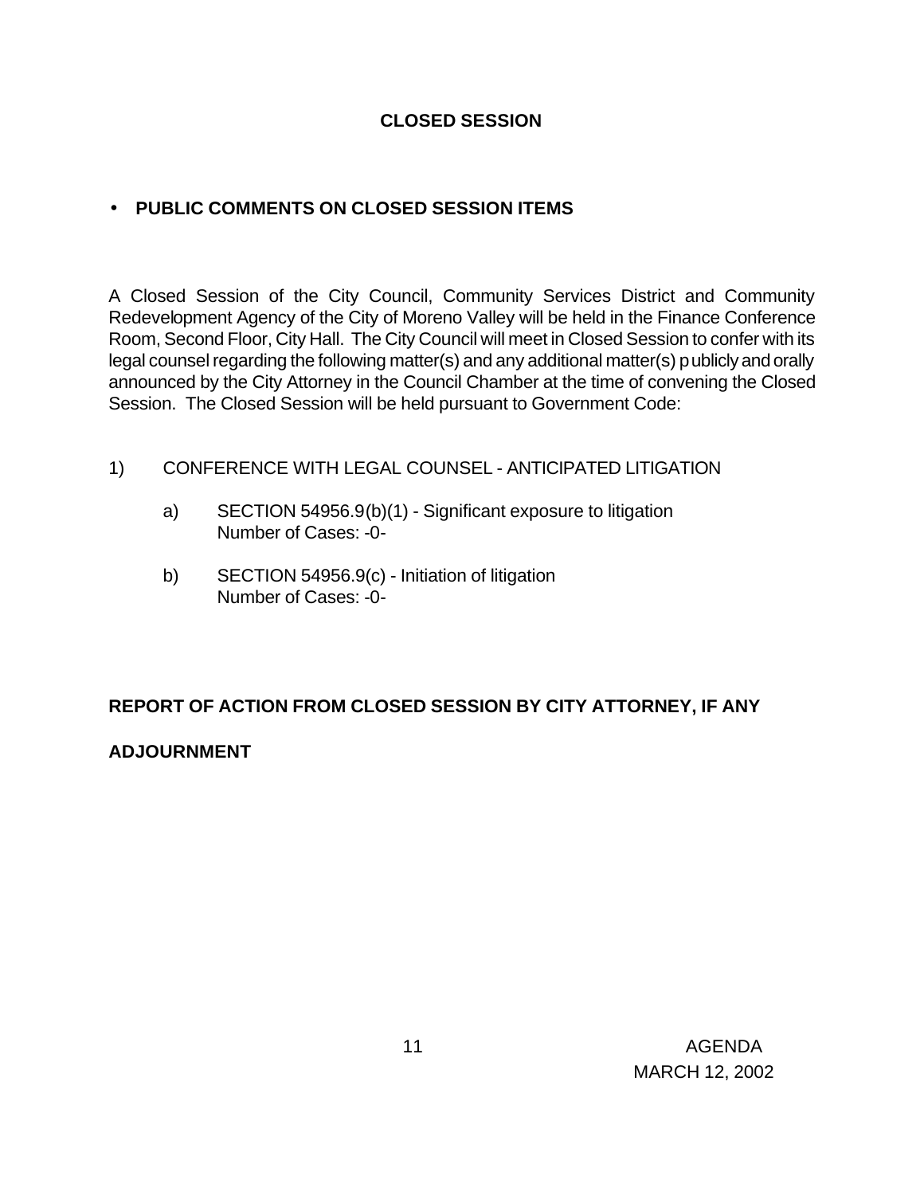## CLOSED SESSION

- **PUBLIC COMMENTS ON CLOSED SESSION ITEMS**

A Closed Session of the City Council, Community Services District and Community Redevelopment Agency of the City of Moreno Valley will be held in the Finance Conference Room, Second Floor, City Hall. The City Council will meet in Closed Session to confer with its legal counsel regarding the following matter(s) and any additional matter(s) publicly and orally announced by the City Attorney in the Council Chamber at the time of convening the Closed Session. The Closed Session will be held pursuant to Government Code:

1) CONFERENCE WITH LEGAL COUNSEL - ANTICIPATED LITIGATION

   a) SECTION 54956.9(b)(1) - Significant exposure to litigation
      Number of Cases: -0-

   b) SECTION 54956.9(c) - Initiation of litigation
      Number of Cases: -0-

**REPORT OF ACTION FROM CLOSED SESSION BY CITY ATTORNEY, IF ANY**

**ADJOURNMENT**